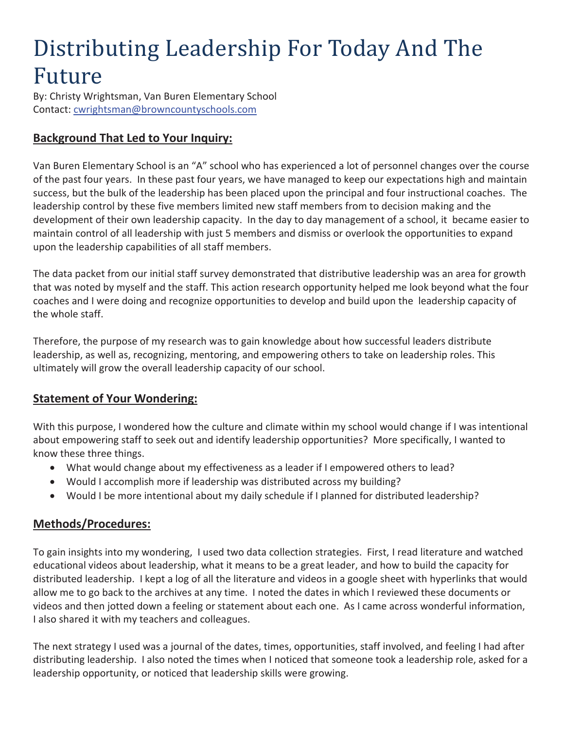# Distributing Leadership For Today And The Future

By: Christy Wrightsman, Van Buren Elementary School
Contact: cwrightsman@browncountyschools.com

## Background That Led to Your Inquiry:

Van Buren Elementary School is an "A" school who has experienced a lot of personnel changes over the course of the past four years. In these past four years, we have managed to keep our expectations high and maintain success, but the bulk of the leadership has been placed upon the principal and four instructional coaches. The leadership control by these five members limited new staff members from to decision making and the development of their own leadership capacity. In the day to day management of a school, it became easier to maintain control of all leadership with just 5 members and dismiss or overlook the opportunities to expand upon the leadership capabilities of all staff members.

The data packet from our initial staff survey demonstrated that distributive leadership was an area for growth that was noted by myself and the staff. This action research opportunity helped me look beyond what the four coaches and I were doing and recognize opportunities to develop and build upon the leadership capacity of the whole staff.

Therefore, the purpose of my research was to gain knowledge about how successful leaders distribute leadership, as well as, recognizing, mentoring, and empowering others to take on leadership roles. This ultimately will grow the overall leadership capacity of our school.

## Statement of Your Wondering:

With this purpose, I wondered how the culture and climate within my school would change if I was intentional about empowering staff to seek out and identify leadership opportunities? More specifically, I wanted to know these three things.

- What would change about my effectiveness as a leader if I empowered others to lead?
- Would I accomplish more if leadership was distributed across my building?
- Would I be more intentional about my daily schedule if I planned for distributed leadership?

## Methods/Procedures:

To gain insights into my wondering, I used two data collection strategies. First, I read literature and watched educational videos about leadership, what it means to be a great leader, and how to build the capacity for distributed leadership. I kept a log of all the literature and videos in a google sheet with hyperlinks that would allow me to go back to the archives at any time. I noted the dates in which I reviewed these documents or videos and then jotted down a feeling or statement about each one. As I came across wonderful information, I also shared it with my teachers and colleagues.

The next strategy I used was a journal of the dates, times, opportunities, staff involved, and feeling I had after distributing leadership. I also noted the times when I noticed that someone took a leadership role, asked for a leadership opportunity, or noticed that leadership skills were growing.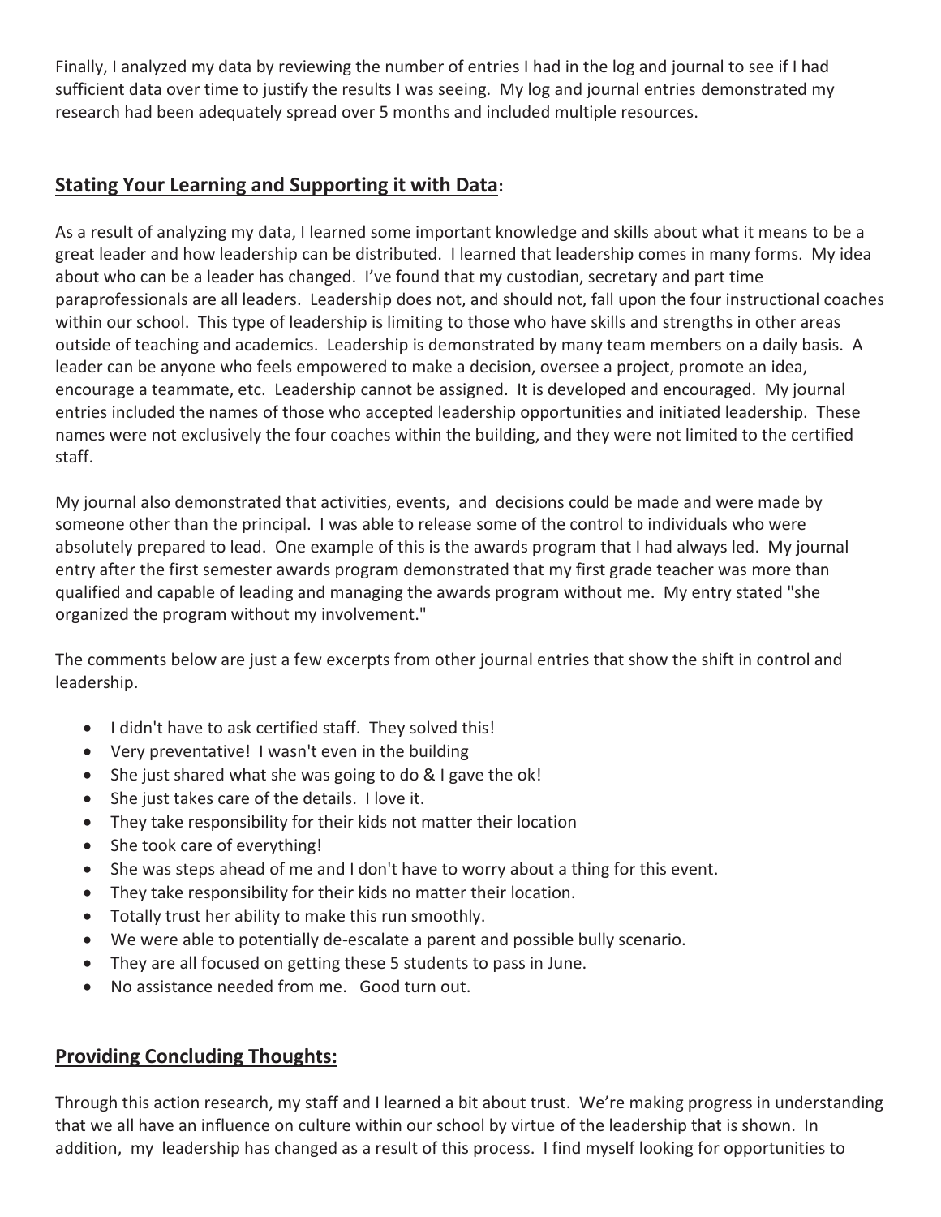Finally, I analyzed my data by reviewing the number of entries I had in the log and journal to see if I had sufficient data over time to justify the results I was seeing. My log and journal entries demonstrated my research had been adequately spread over 5 months and included multiple resources.

## **Stating Your Learning and Supporting it with Data:**

As a result of analyzing my data, I learned some important knowledge and skills about what it means to be a great leader and how leadership can be distributed. I learned that leadership comes in many forms. My idea about who can be a leader has changed. I've found that my custodian, secretary and part time paraprofessionals are all leaders. Leadership does not, and should not, fall upon the four instructional coaches within our school. This type of leadership is limiting to those who have skills and strengths in other areas outside of teaching and academics. Leadership is demonstrated by many team members on a daily basis. A leader can be anyone who feels empowered to make a decision, oversee a project, promote an idea, encourage a teammate, etc. Leadership cannot be assigned. It is developed and encouraged. My journal entries included the names of those who accepted leadership opportunities and initiated leadership. These names were not exclusively the four coaches within the building, and they were not limited to the certified staff.

My journal also demonstrated that activities, events, and decisions could be made and were made by someone other than the principal. I was able to release some of the control to individuals who were absolutely prepared to lead. One example of this is the awards program that I had always led. My journal entry after the first semester awards program demonstrated that my first grade teacher was more than qualified and capable of leading and managing the awards program without me. My entry stated "she organized the program without my involvement."

The comments below are just a few excerpts from other journal entries that show the shift in control and leadership.

- I didn't have to ask certified staff. They solved this!
- Very preventative! I wasn't even in the building
- She just shared what she was going to do & I gave the ok!
- She just takes care of the details. I love it.
- They take responsibility for their kids not matter their location
- She took care of everything!
- She was steps ahead of me and I don't have to worry about a thing for this event.
- They take responsibility for their kids no matter their location.
- Totally trust her ability to make this run smoothly.
- We were able to potentially de-escalate a parent and possible bully scenario.
- They are all focused on getting these 5 students to pass in June.
- No assistance needed from me. Good turn out.

## **Providing Concluding Thoughts:**

Through this action research, my staff and I learned a bit about trust. We're making progress in understanding that we all have an influence on culture within our school by virtue of the leadership that is shown. In addition, my leadership has changed as a result of this process. I find myself looking for opportunities to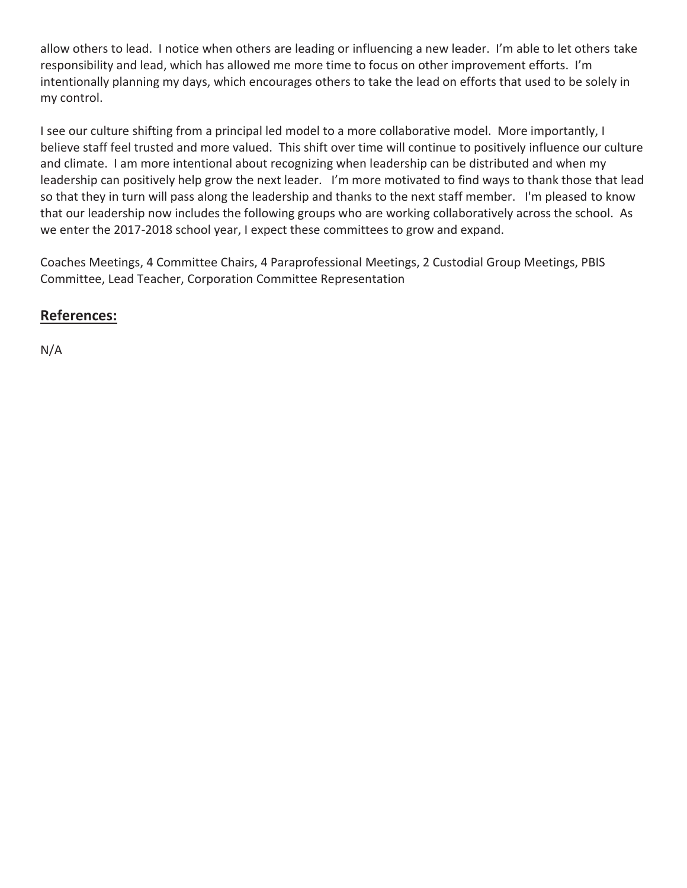allow others to lead. I notice when others are leading or influencing a new leader. I'm able to let others take responsibility and lead, which has allowed me more time to focus on other improvement efforts. I'm intentionally planning my days, which encourages others to take the lead on efforts that used to be solely in my control.

I see our culture shifting from a principal led model to a more collaborative model. More importantly, I believe staff feel trusted and more valued. This shift over time will continue to positively influence our culture and climate. I am more intentional about recognizing when leadership can be distributed and when my leadership can positively help grow the next leader. I'm more motivated to find ways to thank those that lead so that they in turn will pass along the leadership and thanks to the next staff member. I'm pleased to know that our leadership now includes the following groups who are working collaboratively across the school. As we enter the 2017-2018 school year, I expect these committees to grow and expand.

Coaches Meetings, 4 Committee Chairs, 4 Paraprofessional Meetings, 2 Custodial Group Meetings, PBIS Committee, Lead Teacher, Corporation Committee Representation

## References:

N/A